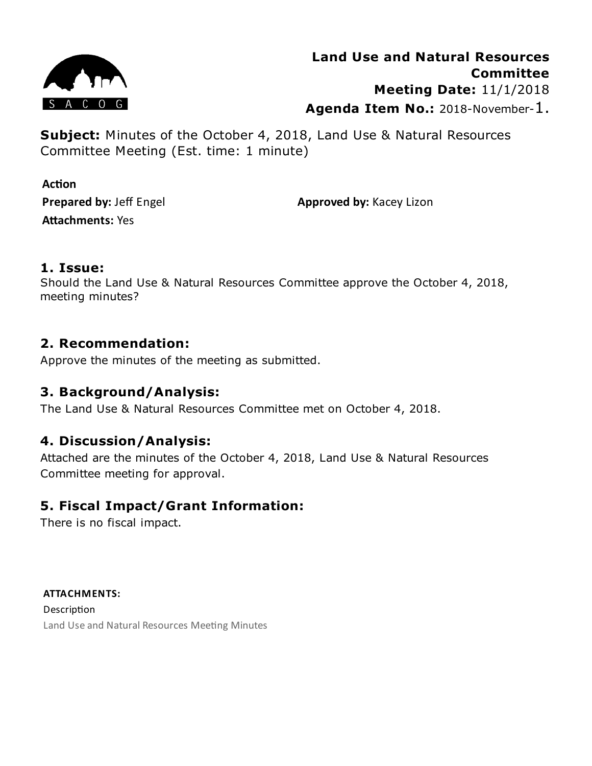**Land Use and Natural Resources Committee**
**Meeting Date:** 11/1/2018
**Agenda Item No.:** 2018-November-1.

**Subject:** Minutes of the October 4, 2018, Land Use & Natural Resources Committee Meeting (Est. time: 1 minute)

**Action**
**Prepared by:** Jeff Engel **Approved by:** Kacey Lizon
**Attachments:** Yes

## 1. Issue:

Should the Land Use & Natural Resources Committee approve the October 4, 2018, meeting minutes?

## 2. Recommendation:

Approve the minutes of the meeting as submitted.

## 3. Background/Analysis:

The Land Use & Natural Resources Committee met on October 4, 2018.

## 4. Discussion/Analysis:

Attached are the minutes of the October 4, 2018, Land Use & Natural Resources Committee meeting for approval.

## 5. Fiscal Impact/Grant Information:

There is no fiscal impact.

**ATTACHMENTS:**

Description

Land Use and Natural Resources Meeting Minutes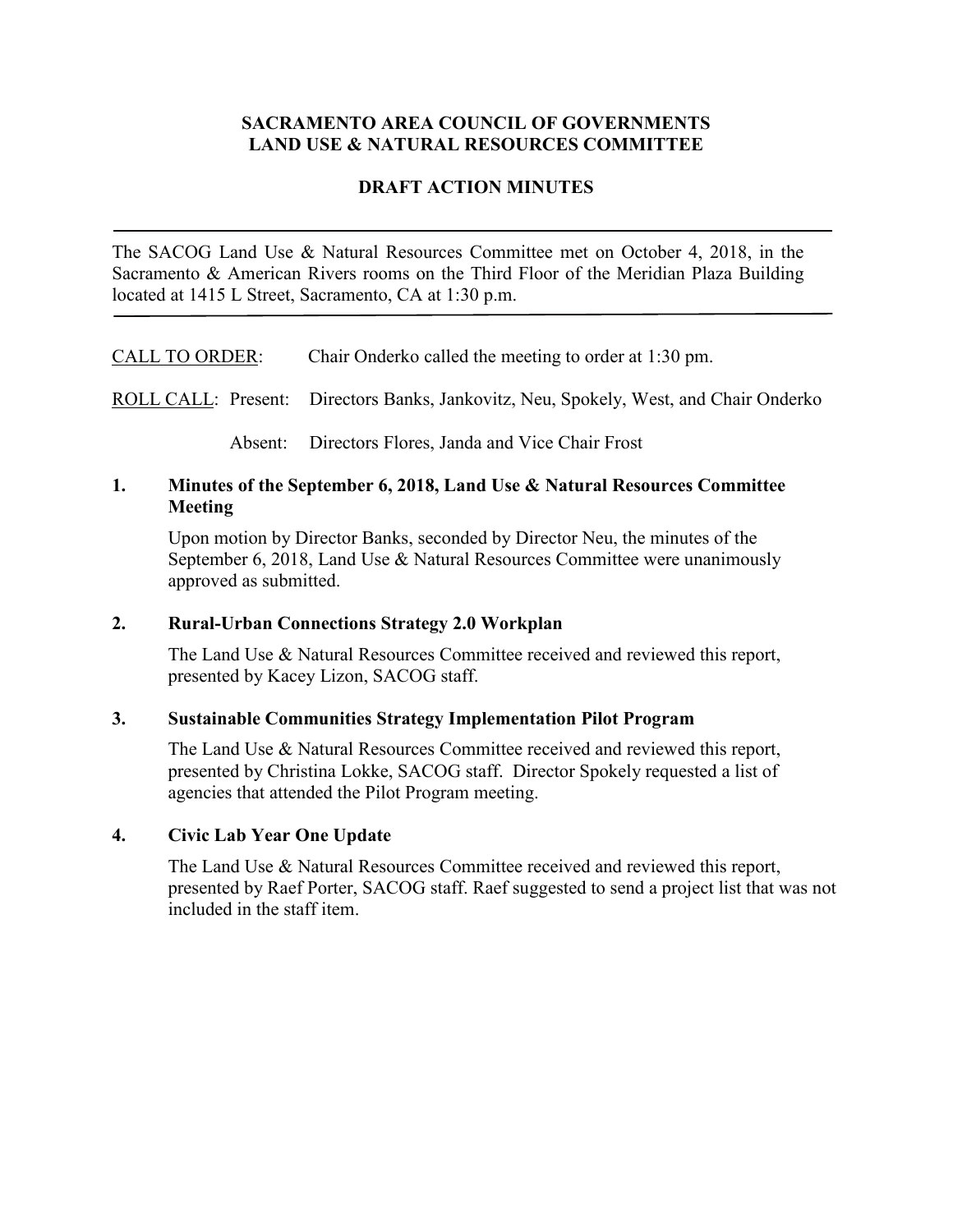**SACRAMENTO AREA COUNCIL OF GOVERNMENTS**
**LAND USE & NATURAL RESOURCES COMMITTEE**

**DRAFT ACTION MINUTES**

---

The SACOG Land Use & Natural Resources Committee met on October 4, 2018, in the Sacramento & American Rivers rooms on the Third Floor of the Meridian Plaza Building located at 1415 L Street, Sacramento, CA at 1:30 p.m.

---

CALL TO ORDER: Chair Onderko called the meeting to order at 1:30 pm.

ROLL CALL: Present: Directors Banks, Jankovitz, Neu, Spokely, West, and Chair Onderko

Absent: Directors Flores, Janda and Vice Chair Frost

**1. Minutes of the September 6, 2018, Land Use & Natural Resources Committee Meeting**

Upon motion by Director Banks, seconded by Director Neu, the minutes of the September 6, 2018, Land Use & Natural Resources Committee were unanimously approved as submitted.

**2. Rural-Urban Connections Strategy 2.0 Workplan**

The Land Use & Natural Resources Committee received and reviewed this report, presented by Kacey Lizon, SACOG staff.

**3. Sustainable Communities Strategy Implementation Pilot Program**

The Land Use & Natural Resources Committee received and reviewed this report, presented by Christina Lokke, SACOG staff. Director Spokely requested a list of agencies that attended the Pilot Program meeting.

**4. Civic Lab Year One Update**

The Land Use & Natural Resources Committee received and reviewed this report, presented by Raef Porter, SACOG staff. Raef suggested to send a project list that was not included in the staff item.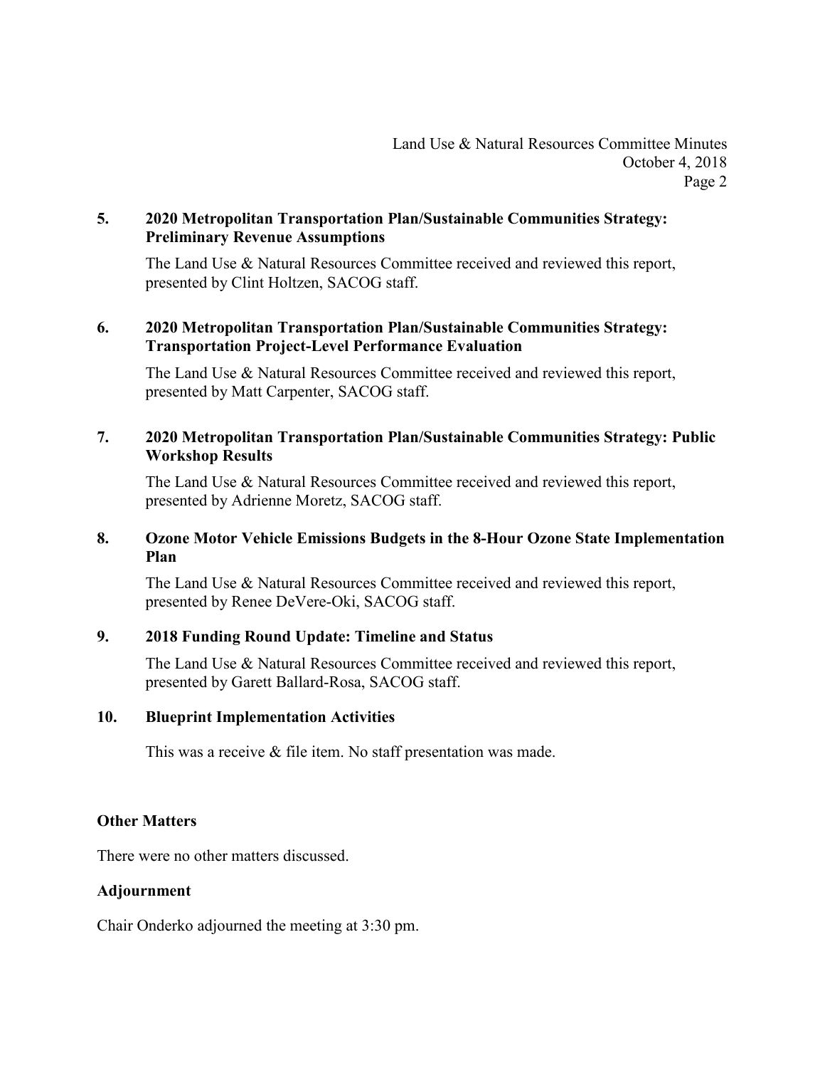**5. 2020 Metropolitan Transportation Plan/Sustainable Communities Strategy: Preliminary Revenue Assumptions**

The Land Use & Natural Resources Committee received and reviewed this report, presented by Clint Holtzen, SACOG staff.

**6. 2020 Metropolitan Transportation Plan/Sustainable Communities Strategy: Transportation Project-Level Performance Evaluation**

The Land Use & Natural Resources Committee received and reviewed this report, presented by Matt Carpenter, SACOG staff.

**7. 2020 Metropolitan Transportation Plan/Sustainable Communities Strategy: Public Workshop Results**

The Land Use & Natural Resources Committee received and reviewed this report, presented by Adrienne Moretz, SACOG staff.

**8. Ozone Motor Vehicle Emissions Budgets in the 8-Hour Ozone State Implementation Plan**

The Land Use & Natural Resources Committee received and reviewed this report, presented by Renee DeVere-Oki, SACOG staff.

**9. 2018 Funding Round Update: Timeline and Status**

The Land Use & Natural Resources Committee received and reviewed this report, presented by Garett Ballard-Rosa, SACOG staff.

**10. Blueprint Implementation Activities**

This was a receive & file item. No staff presentation was made.

**Other Matters**

There were no other matters discussed.

**Adjournment**

Chair Onderko adjourned the meeting at 3:30 pm.